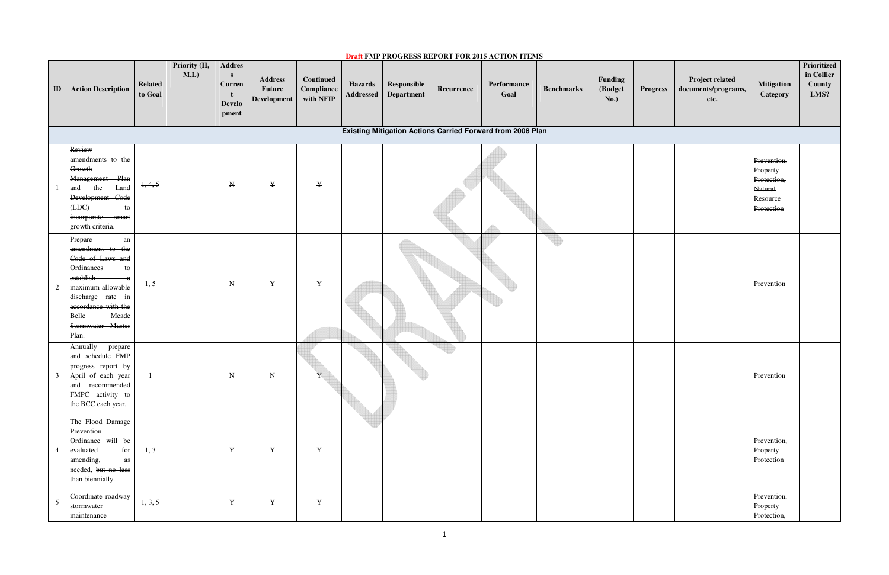# Draft FMP PROGRESS REPORT FOR 2015 ACTION ITEMS

| ID | Action Description | Related to Goal | Priority (H, M,L) | Address Current Development | Address Future Development | Continued Compliance with NFIP | Hazards Addressed | Responsible Department | Recurrence | Performance Goal | Benchmarks | Funding (Budget No.) | Progress | Project related documents/programs, etc. | Mitigation Category | Prioritized in Collier County LMS? |
|---|---|---|---|---|---|---|---|---|---|---|---|---|---|---|---|---|
| **Existing Mitigation Actions Carried Forward from 2008 Plan** | | | | | | | | | | | | | | | | |
| 1 | ~~Review amendments to the Growth Management Plan and the Land Development Code (LDC) to incorporate smart growth criteria.~~ | ~~1, 4, 5~~ | | ~~N~~ | ~~Y~~ | ~~Y~~ | | | | | | | | | ~~Prevention, Property Protection, Natural Resource Protection~~ | |
| 2 | ~~Prepare an amendment to the Code of Laws and Ordinances to establish a maximum allowable discharge rate in accordance with the Belle Meade Stormwater Master Plan.~~ | 1, 5 | | N | Y | Y | | | | | | | | | Prevention | |
| 3 | Annually prepare and schedule FMP progress report by April of each year and recommended FMPC activity to the BCC each year. | 1 | | N | N | Y | | | | | | | | | Prevention | |
| 4 | The Flood Damage Prevention Ordinance will be evaluated for amending, as needed, ~~but no less than biennially.~~ | 1, 3 | | Y | Y | Y | | | | | | | | | Prevention, Property Protection | |
| 5 | Coordinate roadway stormwater maintenance | 1, 3, 5 | | Y | Y | Y | | | | | | | | | Prevention, Property Protection, | |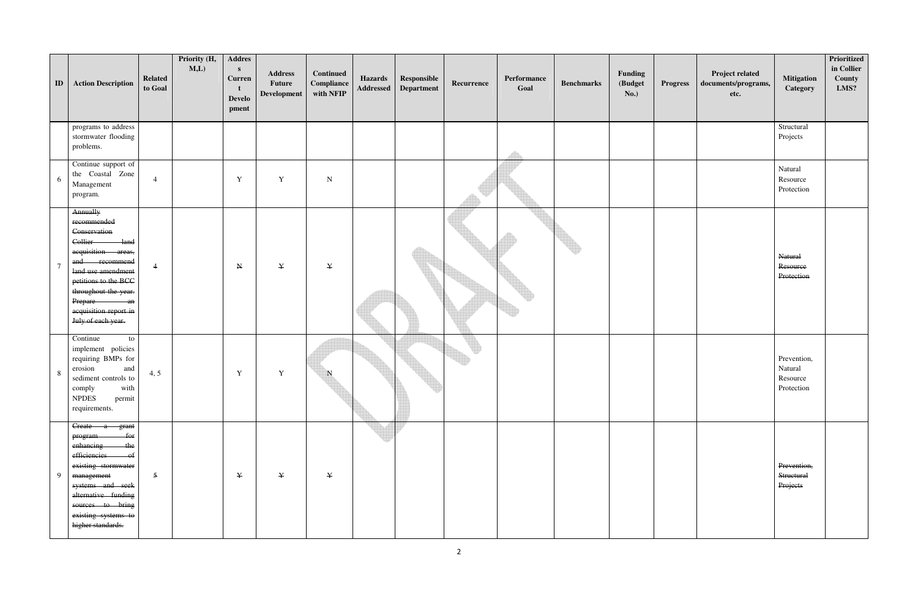| ID | Action Description | Related to Goal | Priority (H, M,L) | Address Current Development | Address Future Development | Continued Compliance with NFIP | Hazards Addressed | Responsible Department | Recurrence | Performance Goal | Benchmarks | Funding (Budget No.) | Progress | Project related documents/programs, etc. | Mitigation Category | Prioritized in Collier County LMS? |
|---|---|---|---|---|---|---|---|---|---|---|---|---|---|---|---|---|
| | programs to address stormwater flooding problems. | | | | | | | | | | | | | | Structural Projects | |
| 6 | Continue support of the Coastal Zone Management program. | 4 | | Y | Y | N | | | | | | | | | Natural Resource Protection | |
| 7 | ~~Annually recommended Conservation Collier land acquisition areas, and recommend land use amendment petitions to the BCC throughout the year. Prepare an acquisition report in July of each year.~~ | ~~4~~ | | ~~N~~ | ~~Y~~ | ~~Y~~ | | | | | | | | | ~~Natural Resource Protection~~ | |
| 8 | Continue to implement policies requiring BMPs for erosion and sediment controls to comply with NPDES permit requirements. | 4, 5 | | Y | Y | N | | | | | | | | | Prevention, Natural Resource Protection | |
| 9 | ~~Create a grant program for enhancing the efficiencies of existing stormwater management systems and seek alternative funding sources to bring existing systems to higher standards.~~ | ~~5~~ | | ~~Y~~ | ~~Y~~ | ~~Y~~ | | | | | | | | | ~~Prevention, Structural Projects~~ | |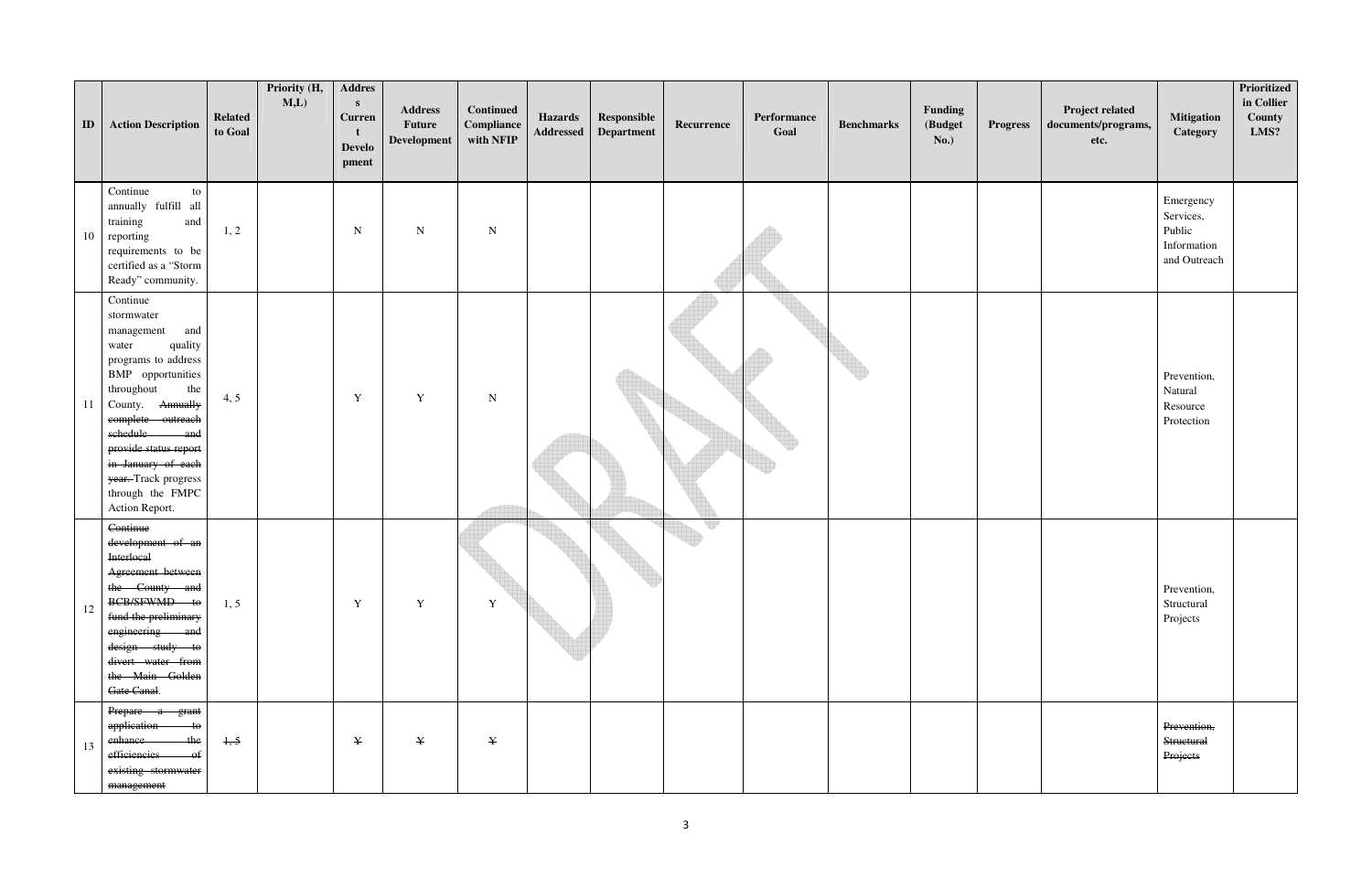| ID | Action Description | Related to Goal | Priority (H, M,L) | Address Current Development | Address Future Development | Continued Compliance with NFIP | Hazards Addressed | Responsible Department | Recurrence | Performance Goal | Benchmarks | Funding (Budget No.) | Progress | Project related documents/programs, etc. | Mitigation Category | Prioritized in Collier County LMS? |
|---|---|---|---|---|---|---|---|---|---|---|---|---|---|---|---|---|
| 10 | Continue to annually fulfill all training and reporting requirements to be certified as a "Storm Ready" community. | 1, 2 | | N | N | N | | | | | | | | | Emergency Services, Public Information and Outreach | |
| 11 | Continue stormwater management and water quality programs to address BMP opportunities throughout the County. ~~Annually complete outreach schedule and provide status report in January of each year.~~ Track progress through the FMPC Action Report. | 4, 5 | | Y | Y | N | | | | | | | | | Prevention, Natural Resource Protection | |
| 12 | ~~Continue development of an Interlocal Agreement between the County and BCB/SFWMD to fund the preliminary engineering and design study to divert water from the Main Golden Gate Canal~~. | 1, 5 | | Y | Y | Y | | | | | | | | | Prevention, Structural Projects | |
| 13 | ~~Prepare a grant application to enhance the efficiencies of existing stormwater management~~ | ~~1, 5~~ | | ~~Y~~ | ~~Y~~ | ~~Y~~ | | | | | | | | | ~~Prevention, Structural Projects~~ | |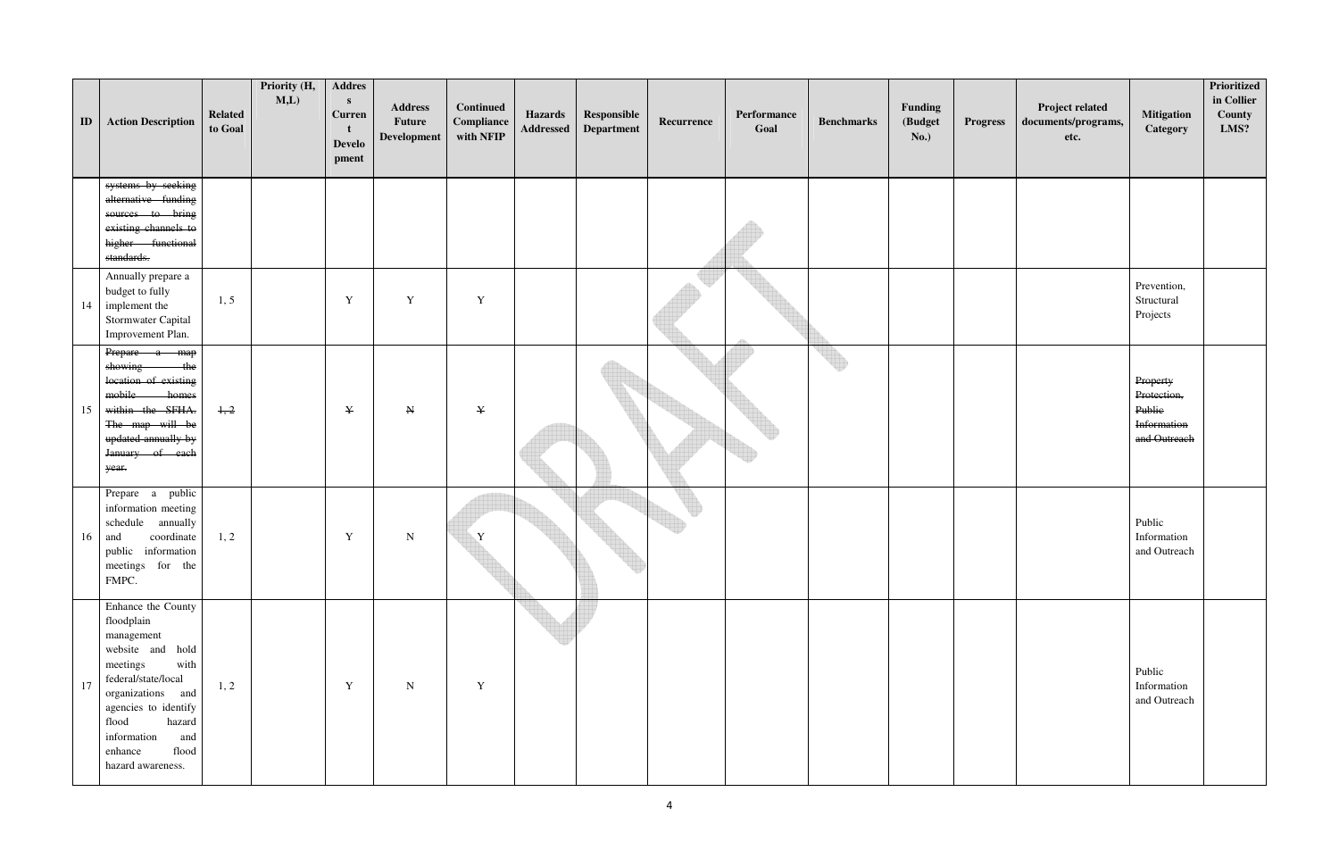| ID | Action Description | Related to Goal | Priority (H, M,L) | Address Current Development | Address Future Development | Continued Compliance with NFIP | Hazards Addressed | Responsible Department | Recurrence | Performance Goal | Benchmarks | Funding (Budget No.) | Progress | Project related documents/programs, etc. | Mitigation Category | Prioritized in Collier County LMS? |
|---|---|---|---|---|---|---|---|---|---|---|---|---|---|---|---|---|
| | ~~systems by seeking alternative funding sources to bring existing channels to higher functional standards.~~ | | | | | | | | | | | | | | | |
| 14 | Annually prepare a budget to fully implement the Stormwater Capital Improvement Plan. | 1, 5 | | Y | Y | Y | | | | | | | | | Prevention, Structural Projects | |
| 15 | ~~Prepare a map showing the location of existing mobile homes within the SFHA. The map will be updated annually by January of each year.~~ | ~~1, 2~~ | | ~~Y~~ | ~~N~~ | ~~Y~~ | | | | | | | | | ~~Property Protection, Public Information and Outreach~~ | |
| 16 | Prepare a public information meeting schedule annually and coordinate public information meetings for the FMPC. | 1, 2 | | Y | N | Y | | | | | | | | | Public Information and Outreach | |
| 17 | Enhance the County floodplain management website and hold meetings with federal/state/local organizations and agencies to identify flood hazard information and enhance flood hazard awareness. | 1, 2 | | Y | N | Y | | | | | | | | | Public Information and Outreach | |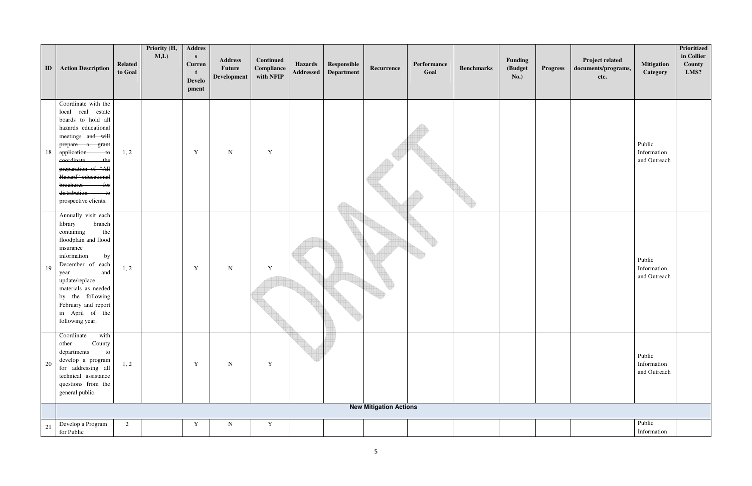| ID | Action Description | Related to Goal | Priority (H, M,L) | Address Current Development | Address Future Development | Continued Compliance with NFIP | Hazards Addressed | Responsible Department | Recurrence | Performance Goal | Benchmarks | Funding (Budget No.) | Progress | Project related documents/programs, etc. | Mitigation Category | Prioritized in Collier County LMS? |
|---|---|---|---|---|---|---|---|---|---|---|---|---|---|---|---|---|
| 18 | Coordinate with the local real estate boards to hold all hazards educational meetings ~~and will prepare a grant application to coordinate the preparation of "All Hazard" educational brochures for distribution to prospective clients~~. | 1, 2 | | Y | N | Y | | | | | | | | | Public Information and Outreach | |
| 19 | Annually visit each library branch containing the floodplain and flood insurance information by December of each year and update/replace materials as needed by the following February and report in April of the following year. | 1, 2 | | Y | N | Y | | | | | | | | | Public Information and Outreach | |
| 20 | Coordinate with other County departments to develop a program for addressing all technical assistance questions from the general public. | 1, 2 | | Y | N | Y | | | | | | | | | Public Information and Outreach | |
| | **New Mitigation Actions** | | | | | | | | | | | | | | | |
| 21 | Develop a Program for Public | 2 | | Y | N | Y | | | | | | | | | Public Information | |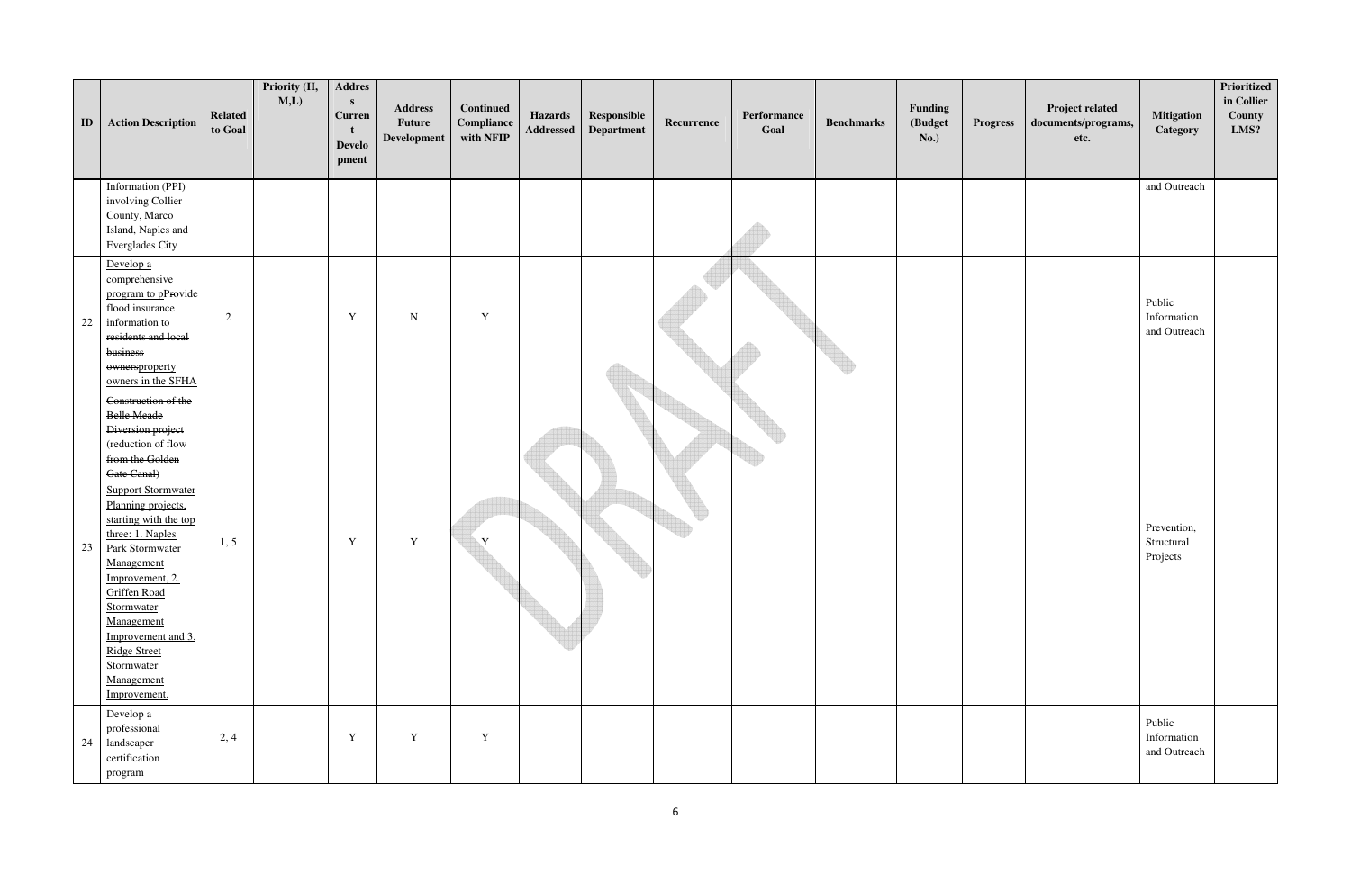| ID | Action Description | Related to Goal | Priority (H, M,L) | Address Current Development | Address Future Development | Continued Compliance with NFIP | Hazards Addressed | Responsible Department | Recurrence | Performance Goal | Benchmarks | Funding (Budget No.) | Progress | Project related documents/programs, etc. | Mitigation Category | Prioritized in Collier County LMS? |
|---|---|---|---|---|---|---|---|---|---|---|---|---|---|---|---|---|
| | Information (PPI) involving Collier County, Marco Island, Naples and Everglades City | | | | | | | | | | | | | | and Outreach | |
| 22 | Develop a comprehensive program to p~~P~~rovide flood insurance information to ~~residents and local business owners~~property owners in the SFHA | 2 | | Y | N | Y | | | | | | | | | Public Information and Outreach | |
| 23 | ~~Construction of the Belle Meade Diversion project (reduction of flow from the Golden Gate Canal)~~ Support Stormwater Planning projects, starting with the top three: 1. Naples Park Stormwater Management Improvement, 2. Griffen Road Stormwater Management Improvement and 3. Ridge Street Stormwater Management Improvement. | 1, 5 | | Y | Y | Y | | | | | | | | | Prevention, Structural Projects | |
| 24 | Develop a professional landscaper certification program | 2, 4 | | Y | Y | Y | | | | | | | | | Public Information and Outreach | |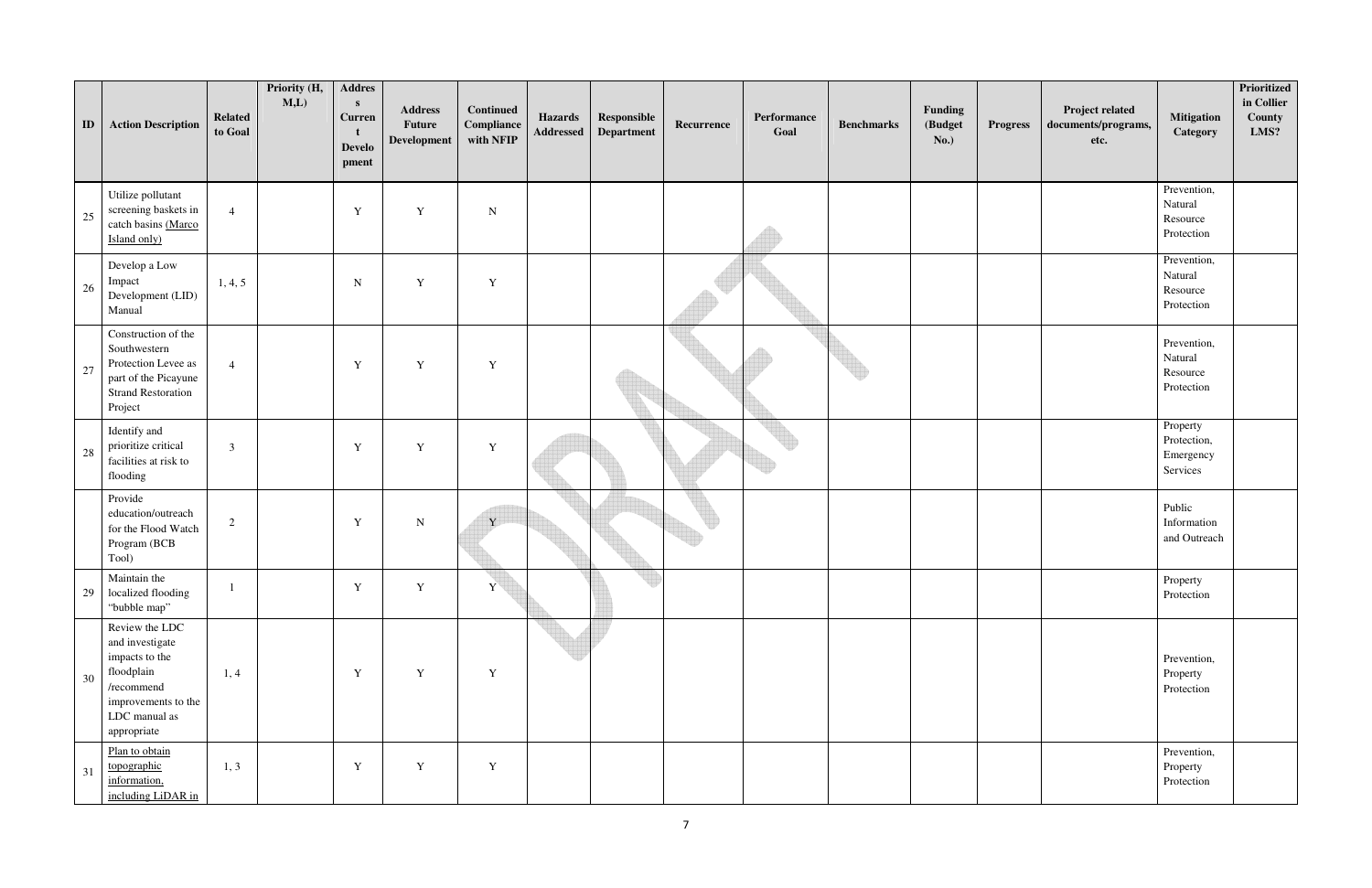| ID | Action Description | Related to Goal | Priority (H, M,L) | Address Current Development | Address Future Development | Continued Compliance with NFIP | Hazards Addressed | Responsible Department | Recurrence | Performance Goal | Benchmarks | Funding (Budget No.) | Progress | Project related documents/programs, etc. | Mitigation Category | Prioritized in Collier County LMS? |
|---|---|---|---|---|---|---|---|---|---|---|---|---|---|---|---|---|
| 25 | Utilize pollutant screening baskets in catch basins (Marco Island only) | 4 | | Y | Y | N | | | | | | | | | Prevention, Natural Resource Protection | |
| 26 | Develop a Low Impact Development (LID) Manual | 1, 4, 5 | | N | Y | Y | | | | | | | | | Prevention, Natural Resource Protection | |
| 27 | Construction of the Southwestern Protection Levee as part of the Picayune Strand Restoration Project | 4 | | Y | Y | Y | | | | | | | | | Prevention, Natural Resource Protection | |
| 28 | Identify and prioritize critical facilities at risk to flooding | 3 | | Y | Y | Y | | | | | | | | | Property Protection, Emergency Services | |
| | Provide education/outreach for the Flood Watch Program (BCB Tool) | 2 | | Y | N | Y | | | | | | | | | Public Information and Outreach | |
| 29 | Maintain the localized flooding "bubble map" | 1 | | Y | Y | Y | | | | | | | | | Property Protection | |
| 30 | Review the LDC and investigate impacts to the floodplain /recommend improvements to the LDC manual as appropriate | 1, 4 | | Y | Y | Y | | | | | | | | | Prevention, Property Protection | |
| 31 | Plan to obtain topographic information, including LiDAR in | 1, 3 | | Y | Y | Y | | | | | | | | | Prevention, Property Protection | |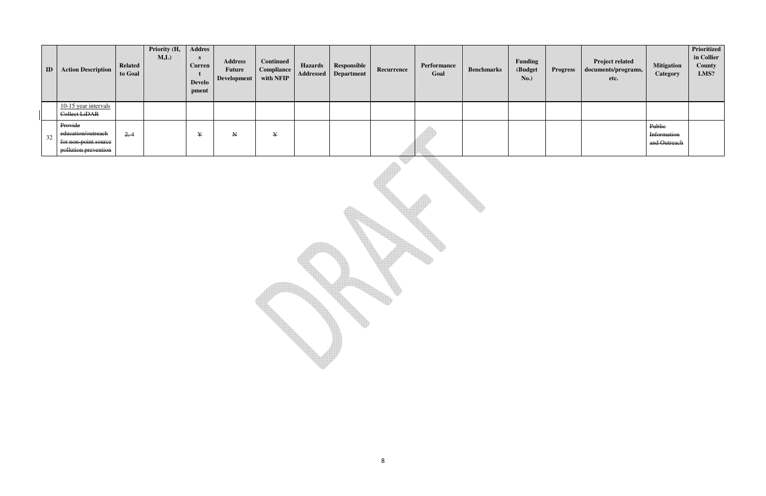| ID | Action Description | Related to Goal | Priority (H, M,L) | Address Current Development | Address Future Development | Continued Compliance with NFIP | Hazards Addressed | Responsible Department | Recurrence | Performance Goal | Benchmarks | Funding (Budget No.) | Progress | Project related documents/programs, etc. | Mitigation Category | Prioritized in Collier County LMS? |
|---|---|---|---|---|---|---|---|---|---|---|---|---|---|---|---|---|
| | 10-15 year intervals ~~Collect LiDAR~~ | | | | | | | | | | | | | | | |
| 32 | ~~Provide education/outreach for non-point source pollution prevention~~ | ~~2, 4~~ | | ~~Y~~ | ~~N~~ | ~~Y~~ | | | | | | | | | ~~Public Information and Outreach~~ | |